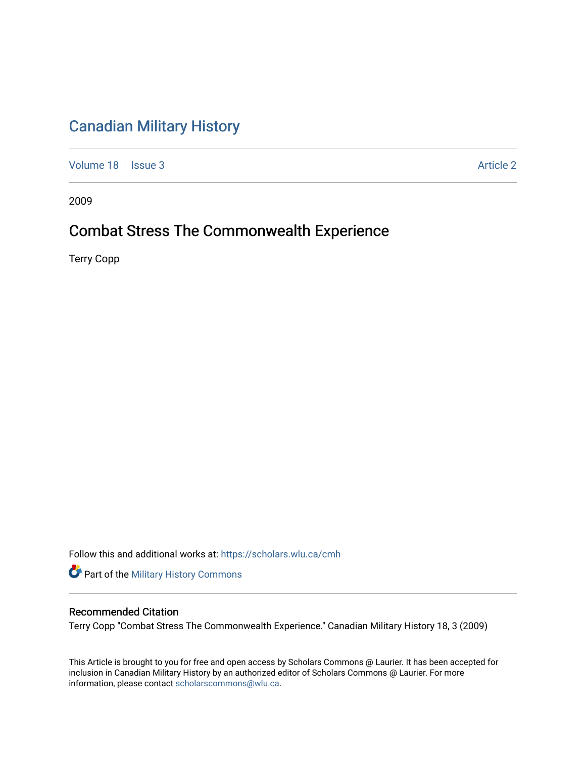# Canadian Military History

Volume 18 | Issue 3 Article 2

2009

## Combat Stress The Commonwealth Experience

Terry Copp

Follow this and additional works at: https://scholars.wlu.ca/cmh

Part of the Military History Commons

### Recommended Citation

Terry Copp "Combat Stress The Commonwealth Experience." Canadian Military History 18, 3 (2009)

This Article is brought to you for free and open access by Scholars Commons @ Laurier. It has been accepted for inclusion in Canadian Military History by an authorized editor of Scholars Commons @ Laurier. For more information, please contact scholarscommons@wlu.ca.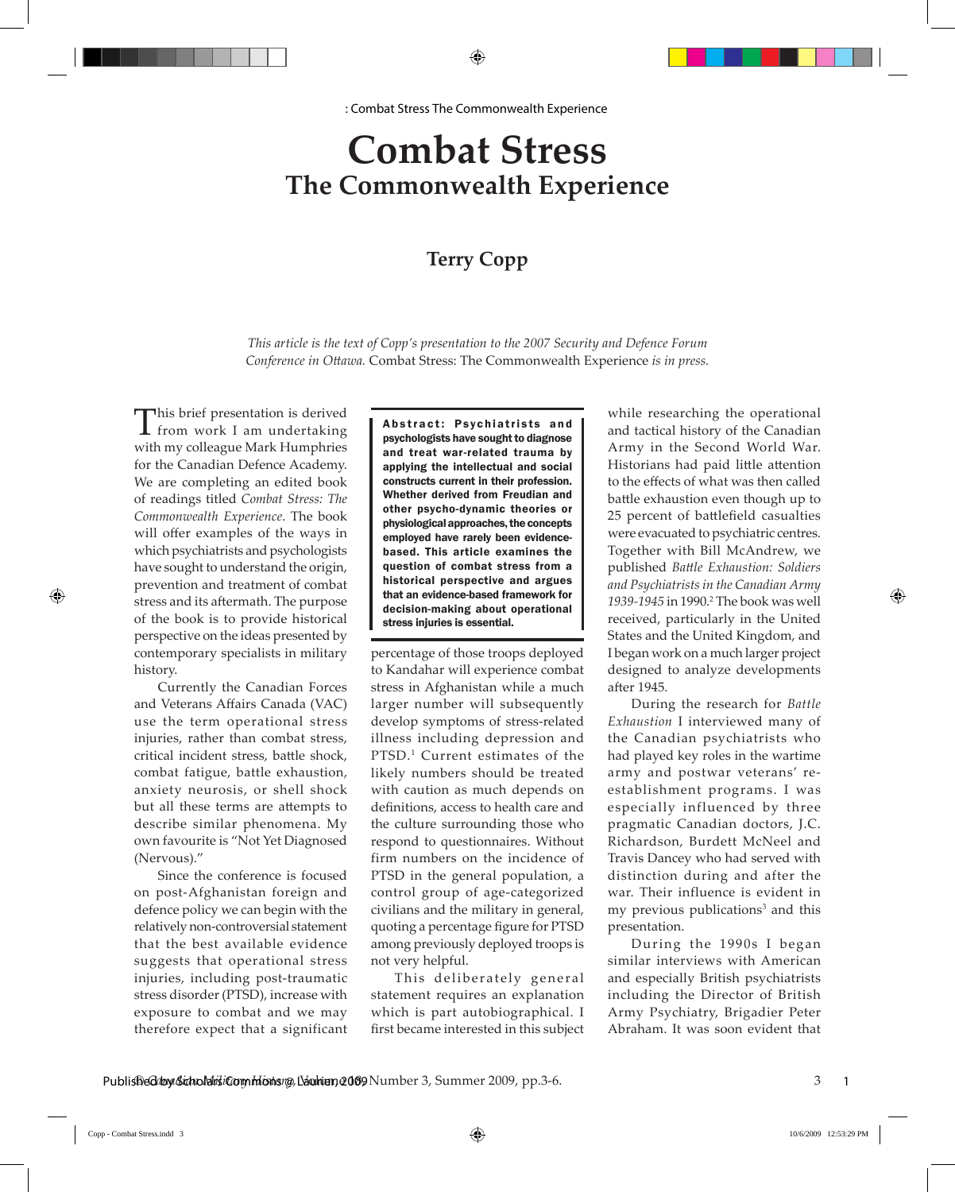# Combat Stress

## The Commonwealth Experience

### Terry Copp

*This article is the text of Copp's presentation to the 2007 Security and Defence Forum Conference in Ottawa.* Combat Stress: The Commonwealth Experience *is in press.*

**Abstract: Psychiatrists and psychologists have sought to diagnose and treat war-related trauma by applying the intellectual and social constructs current in their profession. Whether derived from Freudian and other psycho-dynamic theories or physiological approaches, the concepts employed have rarely been evidence-based. This article examines the question of combat stress from a historical perspective and argues that an evidence-based framework for decision-making about operational stress injuries is essential.**

This brief presentation is derived from work I am undertaking with my colleague Mark Humphries for the Canadian Defence Academy. We are completing an edited book of readings titled *Combat Stress: The Commonwealth Experience*. The book will offer examples of the ways in which psychiatrists and psychologists have sought to understand the origin, prevention and treatment of combat stress and its aftermath. The purpose of the book is to provide historical perspective on the ideas presented by contemporary specialists in military history.

Currently the Canadian Forces and Veterans Affairs Canada (VAC) use the term operational stress injuries, rather than combat stress, critical incident stress, battle shock, combat fatigue, battle exhaustion, anxiety neurosis, or shell shock but all these terms are attempts to describe similar phenomena. My own favourite is "Not Yet Diagnosed (Nervous)."

Since the conference is focused on post-Afghanistan foreign and defence policy we can begin with the relatively non-controversial statement that the best available evidence suggests that operational stress injuries, including post-traumatic stress disorder (PTSD), increase with exposure to combat and we may therefore expect that a significant percentage of those troops deployed to Kandahar will experience combat stress in Afghanistan while a much larger number will subsequently develop symptoms of stress-related illness including depression and PTSD.[1] Current estimates of the likely numbers should be treated with caution as much depends on definitions, access to health care and the culture surrounding those who respond to questionnaires. Without firm numbers on the incidence of PTSD in the general population, a control group of age-categorized civilians and the military in general, quoting a percentage figure for PTSD among previously deployed troops is not very helpful.

This deliberately general statement requires an explanation which is part autobiographical. I first became interested in this subject while researching the operational and tactical history of the Canadian Army in the Second World War. Historians had paid little attention to the effects of what was then called battle exhaustion even though up to 25 percent of battlefield casualties were evacuated to psychiatric centres. Together with Bill McAndrew, we published *Battle Exhaustion: Soldiers and Psychiatrists in the Canadian Army 1939-1945* in 1990.[2] The book was well received, particularly in the United States and the United Kingdom, and I began work on a much larger project designed to analyze developments after 1945.

During the research for *Battle Exhaustion* I interviewed many of the Canadian psychiatrists who had played key roles in the wartime army and postwar veterans' re-establishment programs. I was especially influenced by three pragmatic Canadian doctors, J.C. Richardson, Burdett McNeel and Travis Dancey who had served with distinction during and after the war. Their influence is evident in my previous publications[3] and this presentation.

During the 1990s I began similar interviews with American and especially British psychiatrists including the Director of British Army Psychiatry, Brigadier Peter Abraham. It was soon evident that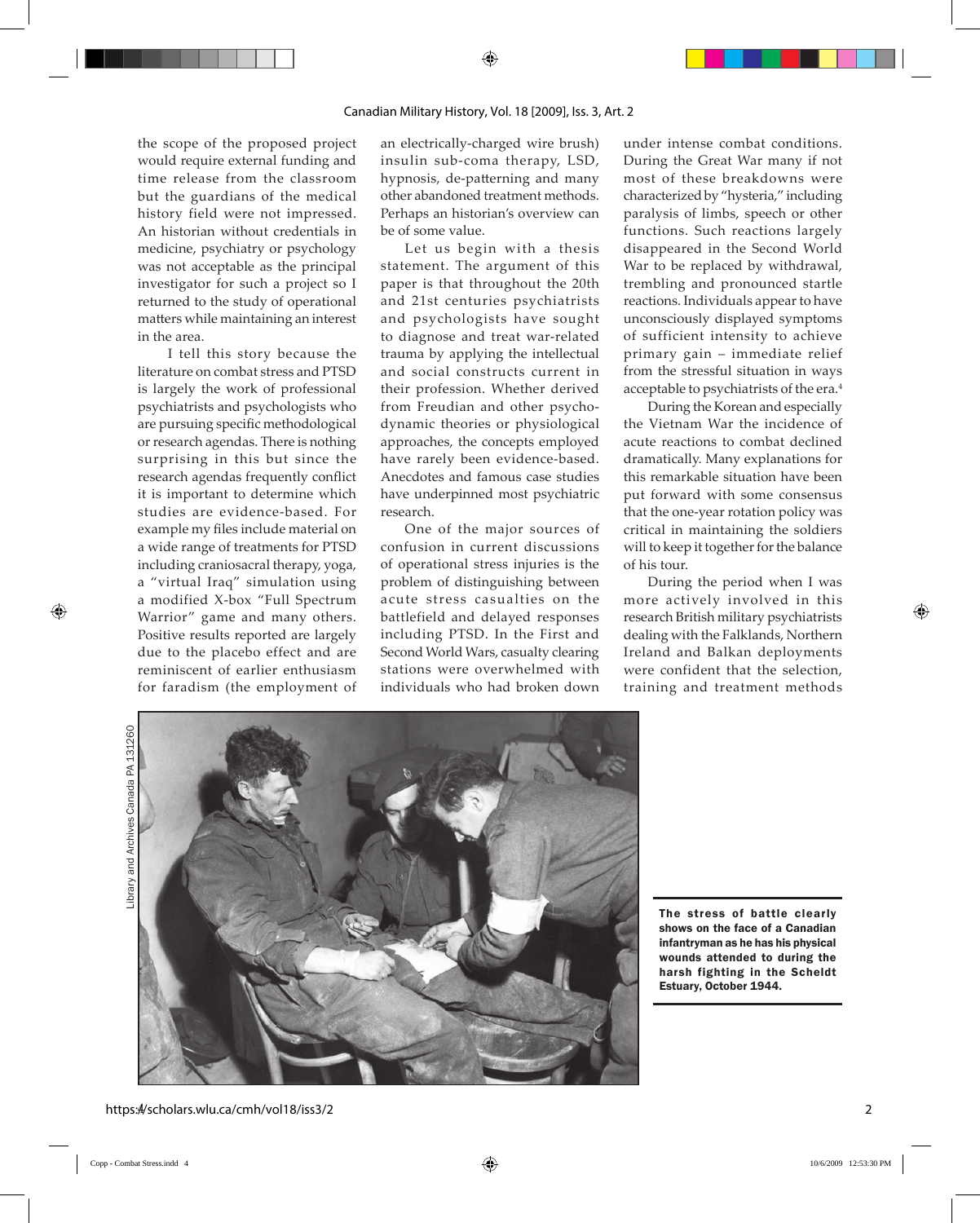the scope of the proposed project would require external funding and time release from the classroom but the guardians of the medical history field were not impressed. An historian without credentials in medicine, psychiatry or psychology was not acceptable as the principal investigator for such a project so I returned to the study of operational matters while maintaining an interest in the area.

I tell this story because the literature on combat stress and PTSD is largely the work of professional psychiatrists and psychologists who are pursuing specific methodological or research agendas. There is nothing surprising in this but since the research agendas frequently conflict it is important to determine which studies are evidence-based. For example my files include material on a wide range of treatments for PTSD including craniosacral therapy, yoga, a "virtual Iraq" simulation using a modified X-box "Full Spectrum Warrior" game and many others. Positive results reported are largely due to the placebo effect and are reminiscent of earlier enthusiasm for faradism (the employment of an electrically-charged wire brush) insulin sub-coma therapy, LSD, hypnosis, de-patterning and many other abandoned treatment methods. Perhaps an historian's overview can be of some value.

Let us begin with a thesis statement. The argument of this paper is that throughout the 20th and 21st centuries psychiatrists and psychologists have sought to diagnose and treat war-related trauma by applying the intellectual and social constructs current in their profession. Whether derived from Freudian and other psychodynamic theories or physiological approaches, the concepts employed have rarely been evidence-based. Anecdotes and famous case studies have underpinned most psychiatric research.

One of the major sources of confusion in current discussions of operational stress injuries is the problem of distinguishing between acute stress casualties on the battlefield and delayed responses including PTSD. In the First and Second World Wars, casualty clearing stations were overwhelmed with individuals who had broken down under intense combat conditions. During the Great War many if not most of these breakdowns were characterized by "hysteria," including paralysis of limbs, speech or other functions. Such reactions largely disappeared in the Second World War to be replaced by withdrawal, trembling and pronounced startle reactions. Individuals appear to have unconsciously displayed symptoms of sufficient intensity to achieve primary gain – immediate relief from the stressful situation in ways acceptable to psychiatrists of the era.[4]

During the Korean and especially the Vietnam War the incidence of acute reactions to combat declined dramatically. Many explanations for this remarkable situation have been put forward with some consensus that the one-year rotation policy was critical in maintaining the soldiers will to keep it together for the balance of his tour.

During the period when I was more actively involved in this research British military psychiatrists dealing with the Falklands, Northern Ireland and Balkan deployments were confident that the selection, training and treatment methods

Library and Archives Canada PA 131260

**The stress of battle clearly shows on the face of a Canadian infantryman as he has his physical wounds attended to during the harsh fighting in the Scheldt Estuary, October 1944.**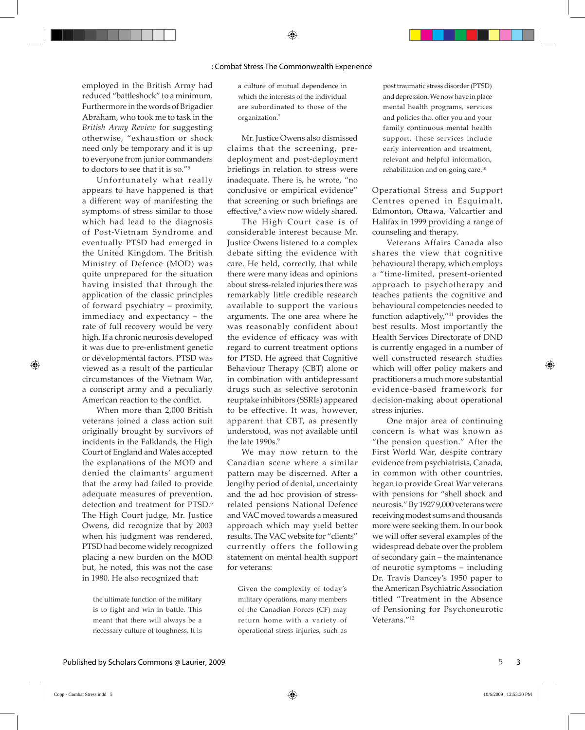employed in the British Army had reduced "battleshock" to a minimum. Furthermore in the words of Brigadier Abraham, who took me to task in the *British Army Review* for suggesting otherwise, "exhaustion or shock need only be temporary and it is up to everyone from junior commanders to doctors to see that it is so."[5]

Unfortunately what really appears to have happened is that a different way of manifesting the symptoms of stress similar to those which had lead to the diagnosis of Post-Vietnam Syndrome and eventually PTSD had emerged in the United Kingdom. The British Ministry of Defence (MOD) was quite unprepared for the situation having insisted that through the application of the classic principles of forward psychiatry – proximity, immediacy and expectancy – the rate of full recovery would be very high. If a chronic neurosis developed it was due to pre-enlistment genetic or developmental factors. PTSD was viewed as a result of the particular circumstances of the Vietnam War, a conscript army and a peculiarly American reaction to the conflict.

When more than 2,000 British veterans joined a class action suit originally brought by survivors of incidents in the Falklands, the High Court of England and Wales accepted the explanations of the MOD and denied the claimants' argument that the army had failed to provide adequate measures of prevention, detection and treatment for PTSD.[6] The High Court judge, Mr. Justice Owens, did recognize that by 2003 when his judgment was rendered, PTSD had become widely recognized placing a new burden on the MOD but, he noted, this was not the case in 1980. He also recognized that:

> the ultimate function of the military is to fight and win in battle. This meant that there will always be a necessary culture of toughness. It is a culture of mutual dependence in which the interests of the individual are subordinated to those of the organization.[7]

Mr. Justice Owens also dismissed claims that the screening, pre-deployment and post-deployment briefings in relation to stress were inadequate. There is, he wrote, "no conclusive or empirical evidence" that screening or such briefings are effective,[8] a view now widely shared.

The High Court case is of considerable interest because Mr. Justice Owens listened to a complex debate sifting the evidence with care. He held, correctly, that while there were many ideas and opinions about stress-related injuries there was remarkably little credible research available to support the various arguments. The one area where he was reasonably confident about the evidence of efficacy was with regard to current treatment options for PTSD. He agreed that Cognitive Behaviour Therapy (CBT) alone or in combination with antidepressant drugs such as selective serotonin reuptake inhibitors (SSRIs) appeared to be effective. It was, however, apparent that CBT, as presently understood, was not available until the late 1990s.[9]

We may now return to the Canadian scene where a similar pattern may be discerned. After a lengthy period of denial, uncertainty and the ad hoc provision of stress-related pensions National Defence and VAC moved towards a measured approach which may yield better results. The VAC website for "clients" currently offers the following statement on mental health support for veterans:

> Given the complexity of today's military operations, many members of the Canadian Forces (CF) may return home with a variety of operational stress injuries, such as post traumatic stress disorder (PTSD) and depression. We now have in place mental health programs, services and policies that offer you and your family continuous mental health support. These services include early intervention and treatment, relevant and helpful information, rehabilitation and on-going care.[10]

Operational Stress and Support Centres opened in Esquimalt, Edmonton, Ottawa, Valcartier and Halifax in 1999 providing a range of counseling and therapy.

Veterans Affairs Canada also shares the view that cognitive behavioural therapy, which employs a "time-limited, present-oriented approach to psychotherapy and teaches patients the cognitive and behavioural competencies needed to function adaptively,"[11] provides the best results. Most importantly the Health Services Directorate of DND is currently engaged in a number of well constructed research studies which will offer policy makers and practitioners a much more substantial evidence-based framework for decision-making about operational stress injuries.

One major area of continuing concern is what was known as "the pension question." After the First World War, despite contrary evidence from psychiatrists, Canada, in common with other countries, began to provide Great War veterans with pensions for "shell shock and neurosis." By 1927 9,000 veterans were receiving modest sums and thousands more were seeking them. In our book we will offer several examples of the widespread debate over the problem of secondary gain – the maintenance of neurotic symptoms – including Dr. Travis Dancey's 1950 paper to the American Psychiatric Association titled "Treatment in the Absence of Pensioning for Psychoneurotic Veterans."[12]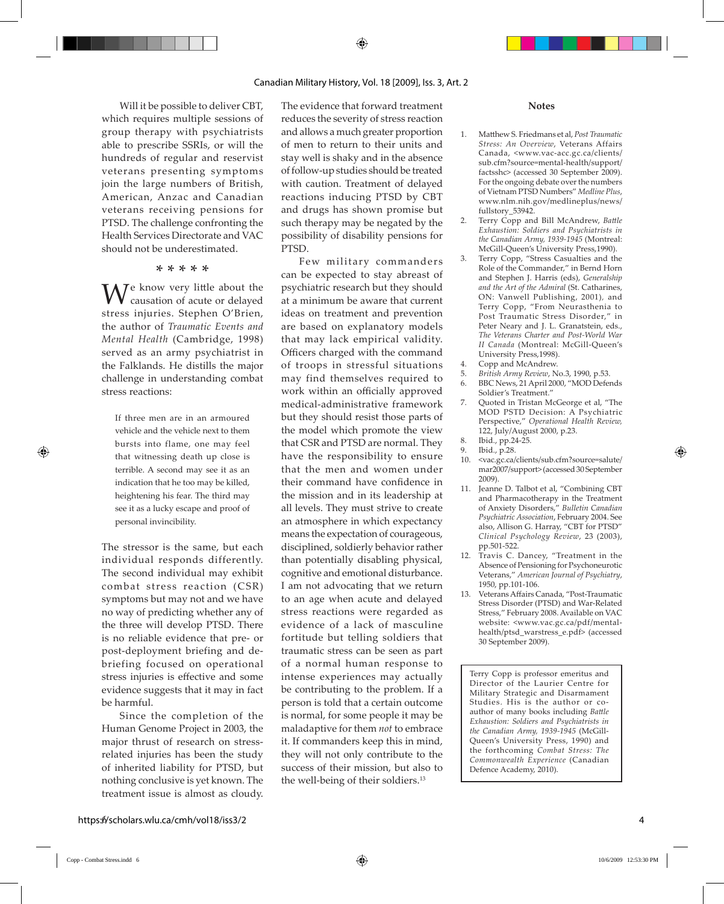Will it be possible to deliver CBT, which requires multiple sessions of group therapy with psychiatrists able to prescribe SSRIs, or will the hundreds of regular and reservist veterans presenting symptoms join the large numbers of British, American, Anzac and Canadian veterans receiving pensions for PTSD. The challenge confronting the Health Services Directorate and VAC should not be underestimated.

\* \* \* \* \*

We know very little about the causation of acute or delayed stress injuries. Stephen O'Brien, the author of *Traumatic Events and Mental Health* (Cambridge, 1998) served as an army psychiatrist in the Falklands. He distills the major challenge in understanding combat stress reactions:

> If three men are in an armoured vehicle and the vehicle next to them bursts into flame, one may feel that witnessing death up close is terrible. A second may see it as an indication that he too may be killed, heightening his fear. The third may see it as a lucky escape and proof of personal invincibility.

The stressor is the same, but each individual responds differently. The second individual may exhibit combat stress reaction (CSR) symptoms but may not and we have no way of predicting whether any of the three will develop PTSD. There is no reliable evidence that pre- or post-deployment briefing and de-briefing focused on operational stress injuries is effective and some evidence suggests that it may in fact be harmful.

Since the completion of the Human Genome Project in 2003, the major thrust of research on stress-related injuries has been the study of inherited liability for PTSD, but nothing conclusive is yet known. The treatment issue is almost as cloudy. The evidence that forward treatment reduces the severity of stress reaction and allows a much greater proportion of men to return to their units and stay well is shaky and in the absence of follow-up studies should be treated with caution. Treatment of delayed reactions inducing PTSD by CBT and drugs has shown promise but such therapy may be negated by the possibility of disability pensions for PTSD.

Few military commanders can be expected to stay abreast of psychiatric research but they should at a minimum be aware that current ideas on treatment and prevention are based on explanatory models that may lack empirical validity. Officers charged with the command of troops in stressful situations may find themselves required to work within an officially approved medical-administrative framework but they should resist those parts of the model which promote the view that CSR and PTSD are normal. They have the responsibility to ensure that the men and women under their command have confidence in the mission and in its leadership at all levels. They must strive to create an atmosphere in which expectancy means the expectation of courageous, disciplined, soldierly behavior rather than potentially disabling physical, cognitive and emotional disturbance. I am not advocating that we return to an age when acute and delayed stress reactions were regarded as evidence of a lack of masculine fortitude but telling soldiers that traumatic stress can be seen as part of a normal human response to intense experiences may actually be contributing to the problem. If a person is told that a certain outcome is normal, for some people it may be maladaptive for them *not* to embrace it. If commanders keep this in mind, they will not only contribute to the success of their mission, but also to the well-being of their soldiers.[13]

### Notes

1. Matthew S. Friedmans et al, *Post Traumatic Stress: An Overview*, Veterans Affairs Canada, <www.vac-acc.gc.ca/clients/sub.cfm?source=mental-health/support/factsshc> (accessed 30 September 2009). For the ongoing debate over the numbers of Vietnam PTSD Numbers" *Medline Plus*, www.nlm.nih.gov/medlineplus/news/fullstory_53942.
2. Terry Copp and Bill McAndrew, *Battle Exhaustion: Soldiers and Psychiatrists in the Canadian Army, 1939-1945* (Montreal: McGill-Queen's University Press,1990).
3. Terry Copp, "Stress Casualties and the Role of the Commander," in Bernd Horn and Stephen J. Harris (eds), *Generalship and the Art of the Admiral* (St. Catharines, ON: Vanwell Publishing, 2001), and Terry Copp, "From Neurasthenia to Post Traumatic Stress Disorder," in Peter Neary and J. L. Granatstein, eds., *The Veterans Charter and Post-World War II Canada* (Montreal: McGill-Queen's University Press,1998).
4. Copp and McAndrew.
5. *British Army Review*, No.3, 1990, p.53.
6. BBC News, 21 April 2000, "MOD Defends Soldier's Treatment."
7. Quoted in Tristan McGeorge et al, "The MOD PSTD Decision: A Psychiatric Perspective," *Operational Health Review*, 122, July/August 2000, p.23.
8. Ibid., pp.24-25.
9. Ibid., p.28.
10. <vac.gc.ca/clients/sub.cfm?source=salute/mar2007/support> (accessed 30 September 2009).
11. Jeanne D. Talbot et al, "Combining CBT and Pharmacotherapy in the Treatment of Anxiety Disorders," *Bulletin Canadian Psychiatric Association*, February 2004. See also, Allison G. Harray, "CBT for PTSD" *Clinical Psychology Review*, 23 (2003), pp.501-522.
12. Travis C. Dancey, "Treatment in the Absence of Pensioning for Psychoneurotic Veterans," *American Journal of Psychiatry*, 1950, pp.101-106.
13. Veterans Affairs Canada, "Post-Traumatic Stress Disorder (PTSD) and War-Related Stress," February 2008. Available on VAC website: <www.vac.gc.ca/pdf/mental-health/ptsd_warstress_e.pdf> (accessed 30 September 2009).

Terry Copp is professor emeritus and Director of the Laurier Centre for Military Strategic and Disarmament Studies. His is the author or co-author of many books including *Battle Exhaustion: Soldiers and Psychiatrists in the Canadian Army, 1939-1945* (McGill-Queen's University Press, 1990) and the forthcoming *Combat Stress: The Commonwealth Experience* (Canadian Defence Academy, 2010).